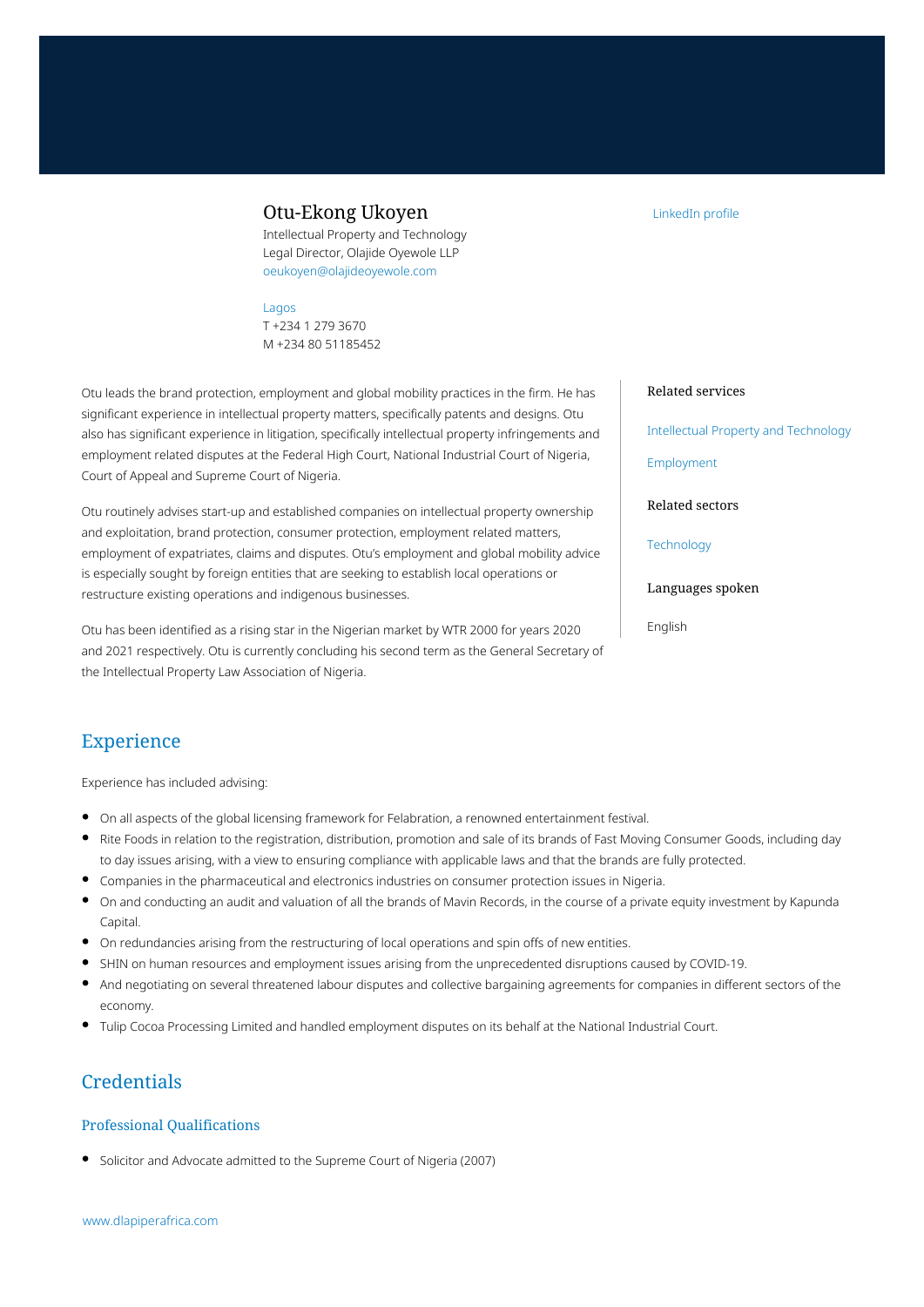# Otu-Ekong Ukoyen

Intellectual Property and Technology
Legal Director, Olajide Oyewole LLP
oeukoyen@olajideoyewole.com

Lagos
T +234 1 279 3670
M +234 80 51185452

LinkedIn profile

Otu leads the brand protection, employment and global mobility practices in the firm. He has significant experience in intellectual property matters, specifically patents and designs. Otu also has significant experience in litigation, specifically intellectual property infringements and employment related disputes at the Federal High Court, National Industrial Court of Nigeria, Court of Appeal and Supreme Court of Nigeria.

Otu routinely advises start-up and established companies on intellectual property ownership and exploitation, brand protection, consumer protection, employment related matters, employment of expatriates, claims and disputes. Otu's employment and global mobility advice is especially sought by foreign entities that are seeking to establish local operations or restructure existing operations and indigenous businesses.

Otu has been identified as a rising star in the Nigerian market by WTR 2000 for years 2020 and 2021 respectively. Otu is currently concluding his second term as the General Secretary of the Intellectual Property Law Association of Nigeria.

### Related services

Intellectual Property and Technology

Employment

### Related sectors

Technology

### Languages spoken

English

## Experience

Experience has included advising:

- On all aspects of the global licensing framework for Felabration, a renowned entertainment festival.
- Rite Foods in relation to the registration, distribution, promotion and sale of its brands of Fast Moving Consumer Goods, including day to day issues arising, with a view to ensuring compliance with applicable laws and that the brands are fully protected.
- Companies in the pharmaceutical and electronics industries on consumer protection issues in Nigeria.
- On and conducting an audit and valuation of all the brands of Mavin Records, in the course of a private equity investment by Kapunda Capital.
- On redundancies arising from the restructuring of local operations and spin offs of new entities.
- SHIN on human resources and employment issues arising from the unprecedented disruptions caused by COVID-19.
- And negotiating on several threatened labour disputes and collective bargaining agreements for companies in different sectors of the economy.
- Tulip Cocoa Processing Limited and handled employment disputes on its behalf at the National Industrial Court.

## Credentials

### Professional Qualifications

- Solicitor and Advocate admitted to the Supreme Court of Nigeria (2007)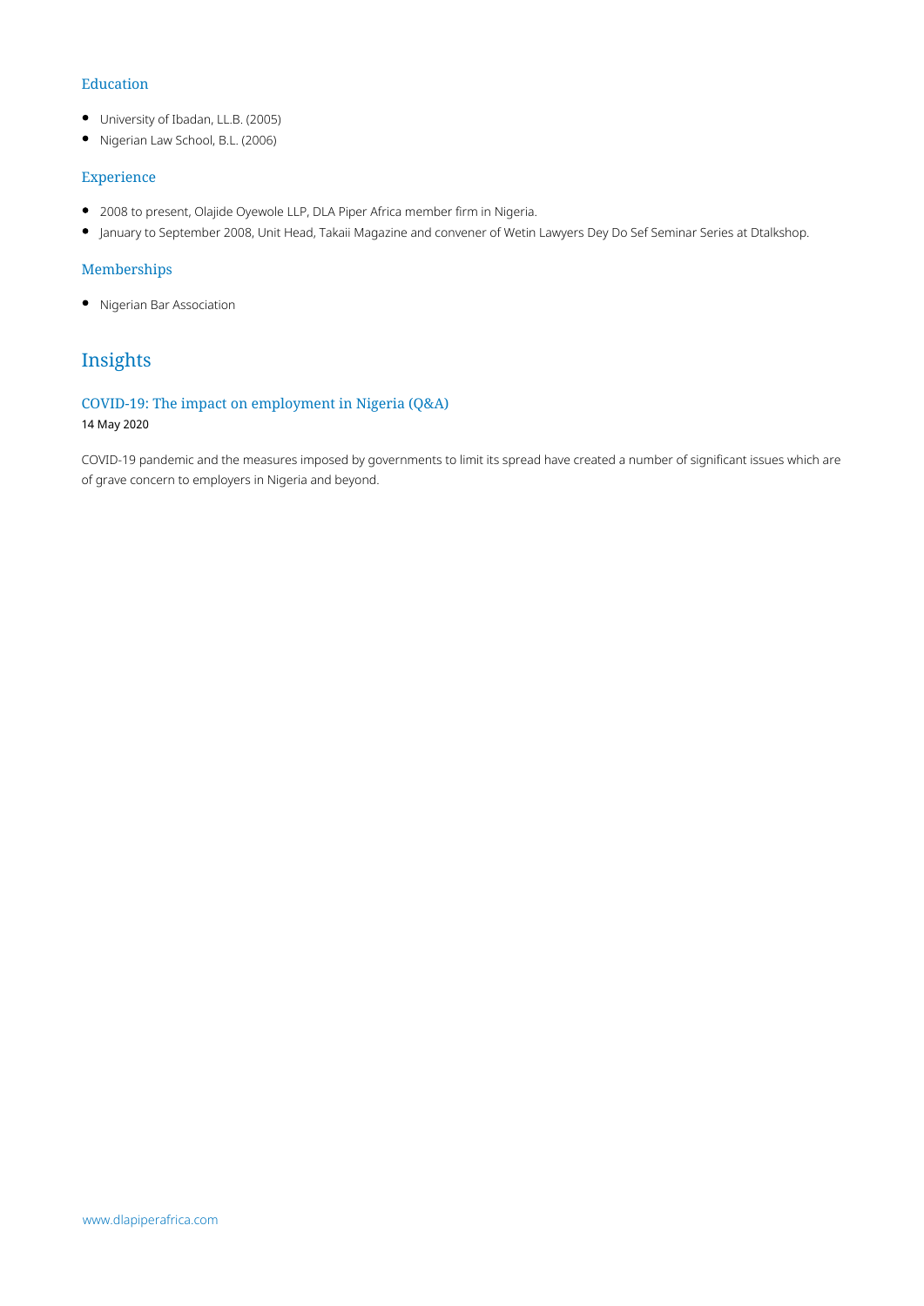### Education

- University of Ibadan, LL.B. (2005)
- Nigerian Law School, B.L. (2006)

### Experience

- 2008 to present, Olajide Oyewole LLP, DLA Piper Africa member firm in Nigeria.
- January to September 2008, Unit Head, Takaii Magazine and convener of Wetin Lawyers Dey Do Sef Seminar Series at Dtalkshop.

### Memberships

- Nigerian Bar Association

## Insights

### COVID-19: The impact on employment in Nigeria (Q&A)

14 May 2020

COVID-19 pandemic and the measures imposed by governments to limit its spread have created a number of significant issues which are of grave concern to employers in Nigeria and beyond.